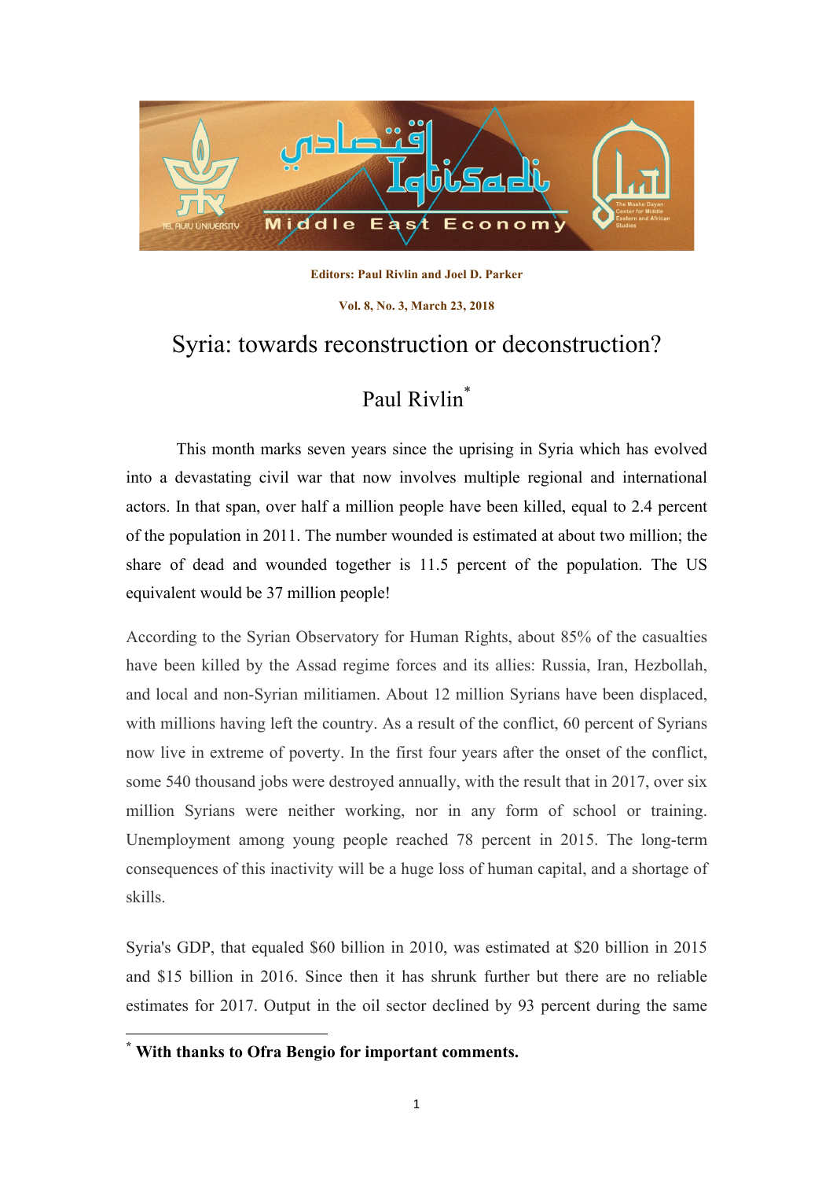Editors: Paul Rivlin and Joel D. Parker

Vol. 8, No. 3, March 23, 2018

# Syria: towards reconstruction or deconstruction?

## Paul Rivlin*

This month marks seven years since the uprising in Syria which has evolved into a devastating civil war that now involves multiple regional and international actors. In that span, over half a million people have been killed, equal to 2.4 percent of the population in 2011. The number wounded is estimated at about two million; the share of dead and wounded together is 11.5 percent of the population. The US equivalent would be 37 million people!

According to the Syrian Observatory for Human Rights, about 85% of the casualties have been killed by the Assad regime forces and its allies: Russia, Iran, Hezbollah, and local and non-Syrian militiamen. About 12 million Syrians have been displaced, with millions having left the country. As a result of the conflict, 60 percent of Syrians now live in extreme of poverty. In the first four years after the onset of the conflict, some 540 thousand jobs were destroyed annually, with the result that in 2017, over six million Syrians were neither working, nor in any form of school or training. Unemployment among young people reached 78 percent in 2015. The long-term consequences of this inactivity will be a huge loss of human capital, and a shortage of skills.

Syria's GDP, that equaled $60 billion in 2010, was estimated at $20 billion in 2015 and $15 billion in 2016. Since then it has shrunk further but there are no reliable estimates for 2017. Output in the oil sector declined by 93 percent during the same

---

* **With thanks to Ofra Bengio for important comments.**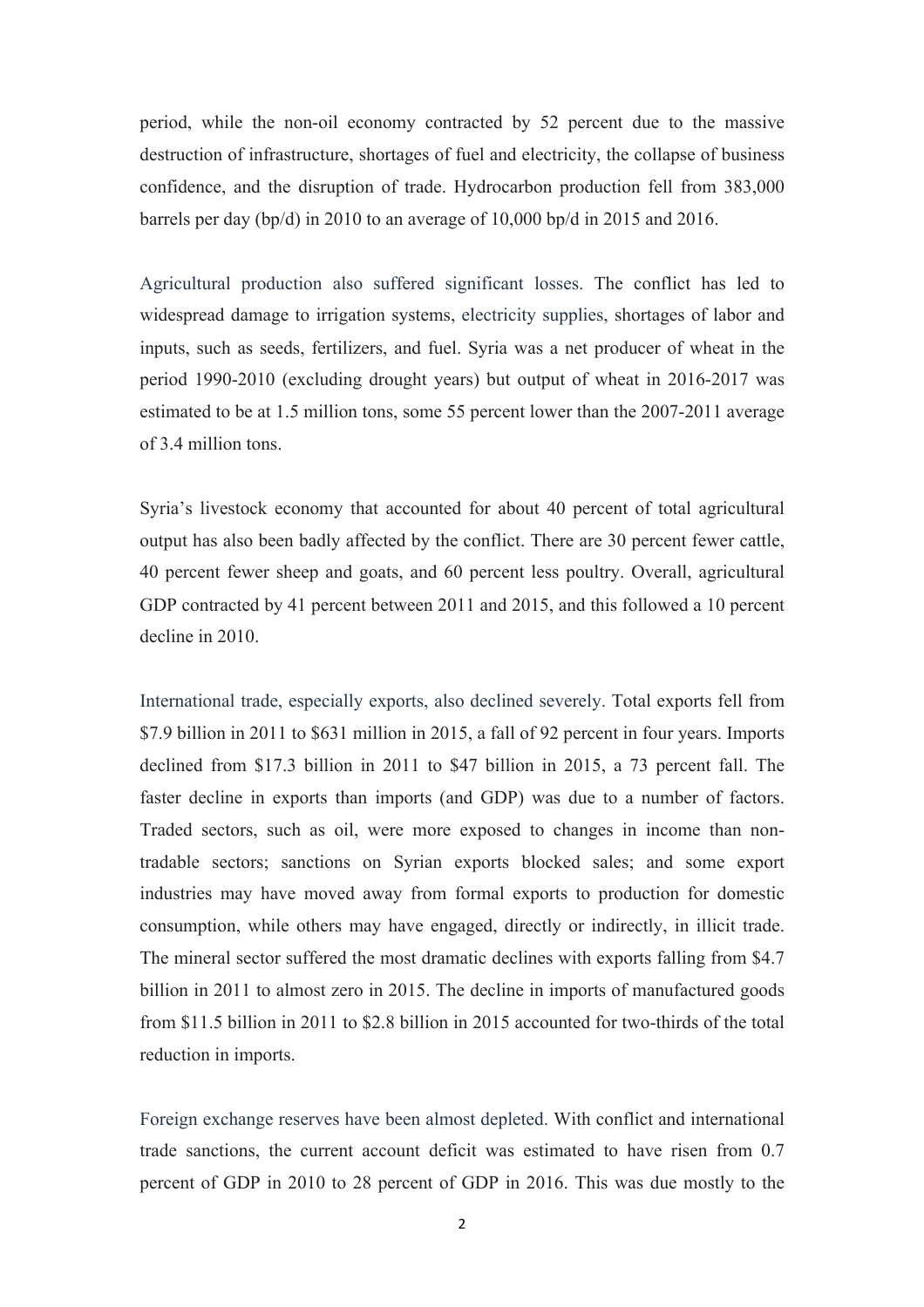period, while the non-oil economy contracted by 52 percent due to the massive destruction of infrastructure, shortages of fuel and electricity, the collapse of business confidence, and the disruption of trade. Hydrocarbon production fell from 383,000 barrels per day (bp/d) in 2010 to an average of 10,000 bp/d in 2015 and 2016.

Agricultural production also suffered significant losses. The conflict has led to widespread damage to irrigation systems, electricity supplies, shortages of labor and inputs, such as seeds, fertilizers, and fuel. Syria was a net producer of wheat in the period 1990-2010 (excluding drought years) but output of wheat in 2016-2017 was estimated to be at 1.5 million tons, some 55 percent lower than the 2007-2011 average of 3.4 million tons.

Syria's livestock economy that accounted for about 40 percent of total agricultural output has also been badly affected by the conflict. There are 30 percent fewer cattle, 40 percent fewer sheep and goats, and 60 percent less poultry. Overall, agricultural GDP contracted by 41 percent between 2011 and 2015, and this followed a 10 percent decline in 2010.

International trade, especially exports, also declined severely. Total exports fell from $7.9 billion in 2011 to $631 million in 2015, a fall of 92 percent in four years. Imports declined from $17.3 billion in 2011 to $47 billion in 2015, a 73 percent fall. The faster decline in exports than imports (and GDP) was due to a number of factors. Traded sectors, such as oil, were more exposed to changes in income than non-tradable sectors; sanctions on Syrian exports blocked sales; and some export industries may have moved away from formal exports to production for domestic consumption, while others may have engaged, directly or indirectly, in illicit trade. The mineral sector suffered the most dramatic declines with exports falling from $4.7 billion in 2011 to almost zero in 2015. The decline in imports of manufactured goods from $11.5 billion in 2011 to $2.8 billion in 2015 accounted for two-thirds of the total reduction in imports.

Foreign exchange reserves have been almost depleted. With conflict and international trade sanctions, the current account deficit was estimated to have risen from 0.7 percent of GDP in 2010 to 28 percent of GDP in 2016. This was due mostly to the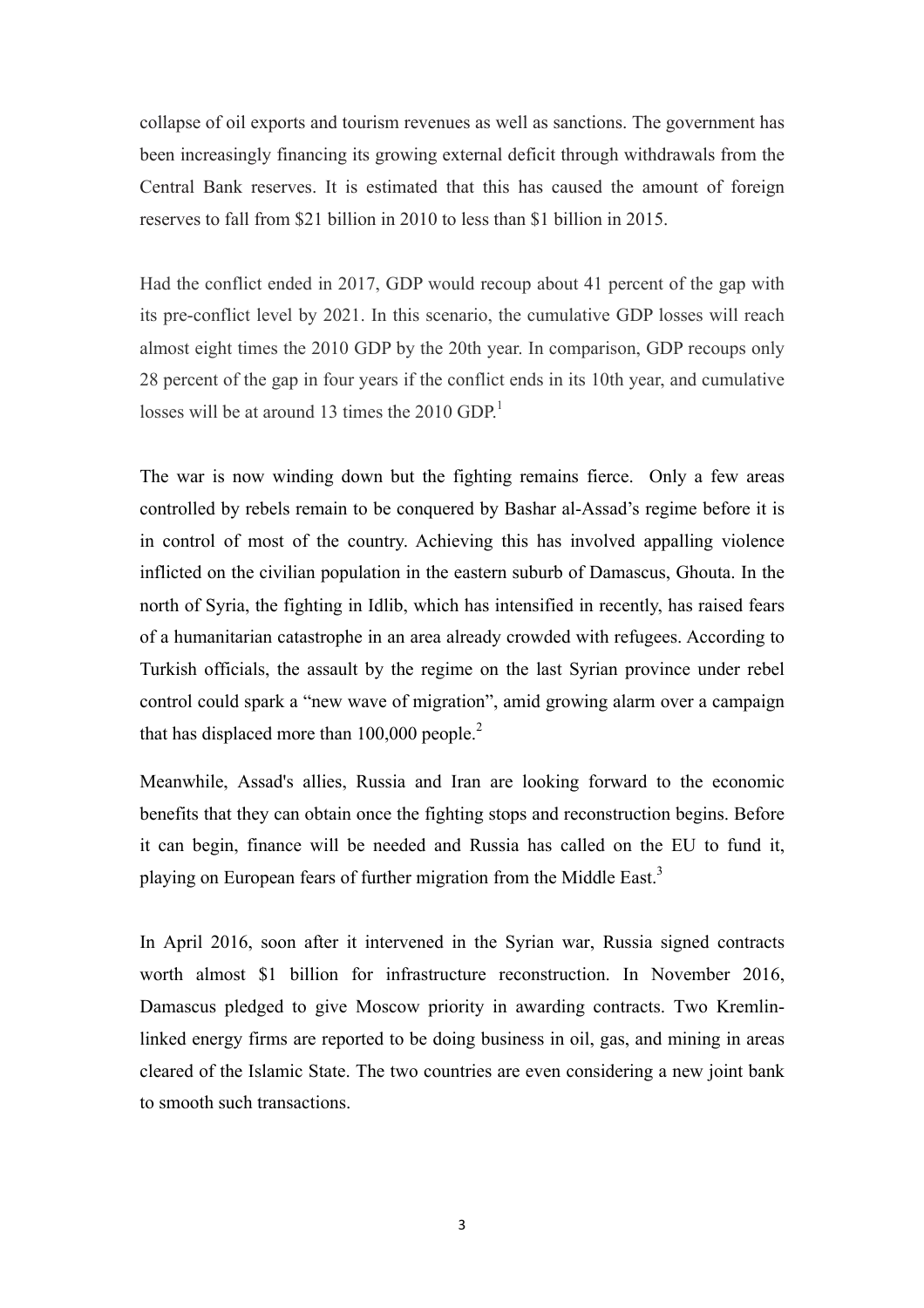collapse of oil exports and tourism revenues as well as sanctions. The government has been increasingly financing its growing external deficit through withdrawals from the Central Bank reserves. It is estimated that this has caused the amount of foreign reserves to fall from $21 billion in 2010 to less than $1 billion in 2015.

Had the conflict ended in 2017, GDP would recoup about 41 percent of the gap with its pre-conflict level by 2021. In this scenario, the cumulative GDP losses will reach almost eight times the 2010 GDP by the 20th year. In comparison, GDP recoups only 28 percent of the gap in four years if the conflict ends in its 10th year, and cumulative losses will be at around 13 times the 2010 GDP.[1]

The war is now winding down but the fighting remains fierce. Only a few areas controlled by rebels remain to be conquered by Bashar al-Assad's regime before it is in control of most of the country. Achieving this has involved appalling violence inflicted on the civilian population in the eastern suburb of Damascus, Ghouta. In the north of Syria, the fighting in Idlib, which has intensified in recently, has raised fears of a humanitarian catastrophe in an area already crowded with refugees. According to Turkish officials, the assault by the regime on the last Syrian province under rebel control could spark a "new wave of migration", amid growing alarm over a campaign that has displaced more than 100,000 people.[2]

Meanwhile, Assad's allies, Russia and Iran are looking forward to the economic benefits that they can obtain once the fighting stops and reconstruction begins. Before it can begin, finance will be needed and Russia has called on the EU to fund it, playing on European fears of further migration from the Middle East.[3]

In April 2016, soon after it intervened in the Syrian war, Russia signed contracts worth almost $1 billion for infrastructure reconstruction. In November 2016, Damascus pledged to give Moscow priority in awarding contracts. Two Kremlin-linked energy firms are reported to be doing business in oil, gas, and mining in areas cleared of the Islamic State. The two countries are even considering a new joint bank to smooth such transactions.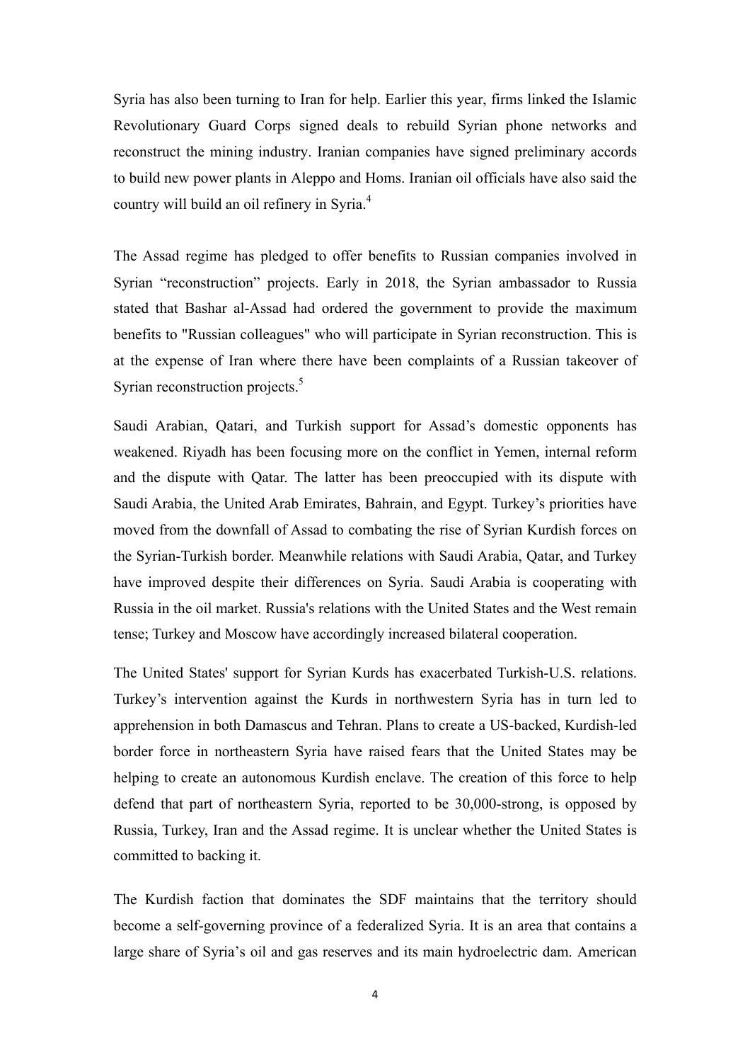Syria has also been turning to Iran for help. Earlier this year, firms linked the Islamic Revolutionary Guard Corps signed deals to rebuild Syrian phone networks and reconstruct the mining industry. Iranian companies have signed preliminary accords to build new power plants in Aleppo and Homs. Iranian oil officials have also said the country will build an oil refinery in Syria.[4]

The Assad regime has pledged to offer benefits to Russian companies involved in Syrian "reconstruction" projects. Early in 2018, the Syrian ambassador to Russia stated that Bashar al-Assad had ordered the government to provide the maximum benefits to "Russian colleagues" who will participate in Syrian reconstruction. This is at the expense of Iran where there have been complaints of a Russian takeover of Syrian reconstruction projects.[5]

Saudi Arabian, Qatari, and Turkish support for Assad's domestic opponents has weakened. Riyadh has been focusing more on the conflict in Yemen, internal reform and the dispute with Qatar. The latter has been preoccupied with its dispute with Saudi Arabia, the United Arab Emirates, Bahrain, and Egypt. Turkey's priorities have moved from the downfall of Assad to combating the rise of Syrian Kurdish forces on the Syrian-Turkish border. Meanwhile relations with Saudi Arabia, Qatar, and Turkey have improved despite their differences on Syria. Saudi Arabia is cooperating with Russia in the oil market. Russia's relations with the United States and the West remain tense; Turkey and Moscow have accordingly increased bilateral cooperation.

The United States' support for Syrian Kurds has exacerbated Turkish-U.S. relations. Turkey's intervention against the Kurds in northwestern Syria has in turn led to apprehension in both Damascus and Tehran. Plans to create a US-backed, Kurdish-led border force in northeastern Syria have raised fears that the United States may be helping to create an autonomous Kurdish enclave. The creation of this force to help defend that part of northeastern Syria, reported to be 30,000-strong, is opposed by Russia, Turkey, Iran and the Assad regime. It is unclear whether the United States is committed to backing it.

The Kurdish faction that dominates the SDF maintains that the territory should become a self-governing province of a federalized Syria. It is an area that contains a large share of Syria's oil and gas reserves and its main hydroelectric dam. American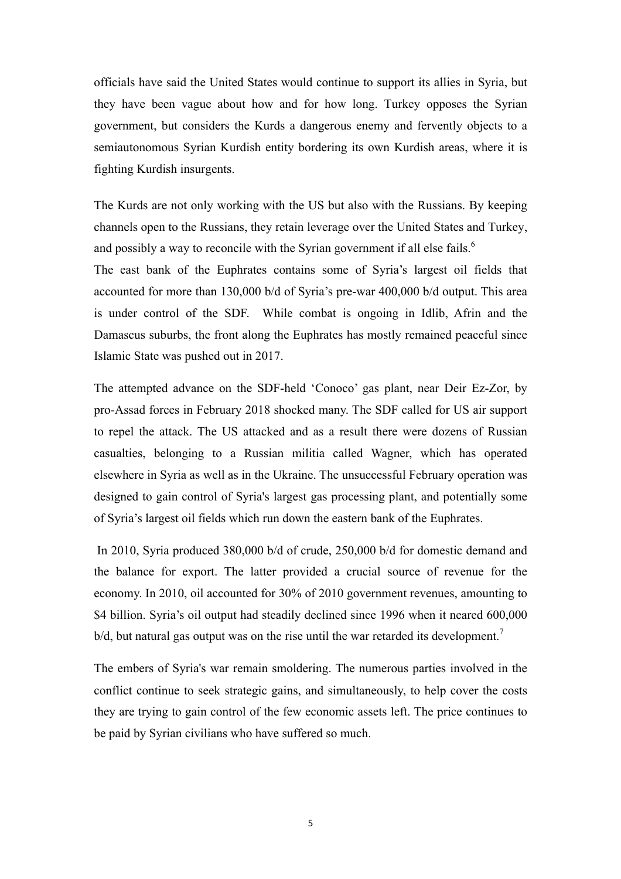officials have said the United States would continue to support its allies in Syria, but they have been vague about how and for how long. Turkey opposes the Syrian government, but considers the Kurds a dangerous enemy and fervently objects to a semiautonomous Syrian Kurdish entity bordering its own Kurdish areas, where it is fighting Kurdish insurgents.

The Kurds are not only working with the US but also with the Russians. By keeping channels open to the Russians, they retain leverage over the United States and Turkey, and possibly a way to reconcile with the Syrian government if all else fails.[6]

The east bank of the Euphrates contains some of Syria's largest oil fields that accounted for more than 130,000 b/d of Syria's pre-war 400,000 b/d output. This area is under control of the SDF. While combat is ongoing in Idlib, Afrin and the Damascus suburbs, the front along the Euphrates has mostly remained peaceful since Islamic State was pushed out in 2017.

The attempted advance on the SDF-held 'Conoco' gas plant, near Deir Ez-Zor, by pro-Assad forces in February 2018 shocked many. The SDF called for US air support to repel the attack. The US attacked and as a result there were dozens of Russian casualties, belonging to a Russian militia called Wagner, which has operated elsewhere in Syria as well as in the Ukraine. The unsuccessful February operation was designed to gain control of Syria's largest gas processing plant, and potentially some of Syria's largest oil fields which run down the eastern bank of the Euphrates.

In 2010, Syria produced 380,000 b/d of crude, 250,000 b/d for domestic demand and the balance for export. The latter provided a crucial source of revenue for the economy. In 2010, oil accounted for 30% of 2010 government revenues, amounting to $4 billion. Syria's oil output had steadily declined since 1996 when it neared 600,000 b/d, but natural gas output was on the rise until the war retarded its development.[7]

The embers of Syria's war remain smoldering. The numerous parties involved in the conflict continue to seek strategic gains, and simultaneously, to help cover the costs they are trying to gain control of the few economic assets left. The price continues to be paid by Syrian civilians who have suffered so much.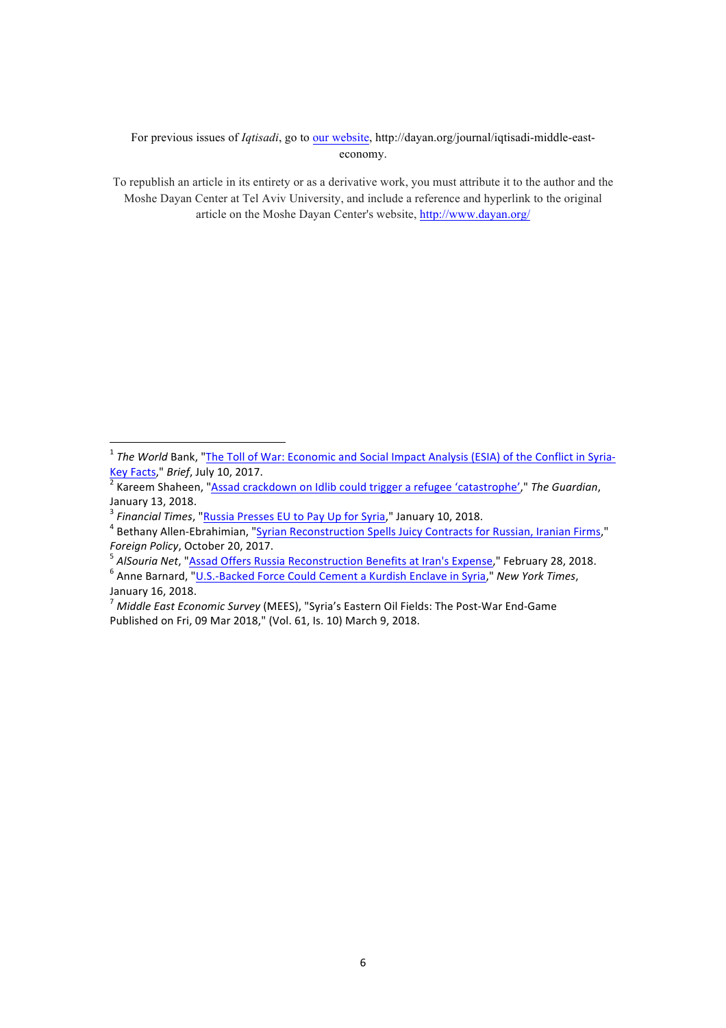For previous issues of *Iqtisadi*, go to [our website](http://dayan.org/journal/iqtisadi-middle-east-economy), http://dayan.org/journal/iqtisadi-middle-east-economy.

To republish an article in its entirety or as a derivative work, you must attribute it to the author and the Moshe Dayan Center at Tel Aviv University, and include a reference and hyperlink to the original article on the Moshe Dayan Center's website, [http://www.dayan.org/](http://www.dayan.org/)

---

[1] *The World* Bank, "The Toll of War: Economic and Social Impact Analysis (ESIA) of the Conflict in Syria-Key Facts," *Brief*, July 10, 2017.

[2] Kareem Shaheen, "Assad crackdown on Idlib could trigger a refugee 'catastrophe'," *The Guardian*, January 13, 2018.

[3] *Financial Times*, "Russia Presses EU to Pay Up for Syria," January 10, 2018.

[4] Bethany Allen-Ebrahimian, "Syrian Reconstruction Spells Juicy Contracts for Russian, Iranian Firms," *Foreign Policy*, October 20, 2017.

[5] *AlSouria Net*, "Assad Offers Russia Reconstruction Benefits at Iran's Expense," February 28, 2018.

[6] Anne Barnard, "U.S.-Backed Force Could Cement a Kurdish Enclave in Syria," *New York Times*, January 16, 2018.

[7] *Middle East Economic Survey* (MEES), "Syria's Eastern Oil Fields: The Post-War End-Game Published on Fri, 09 Mar 2018," (Vol. 61, Is. 10) March 9, 2018.